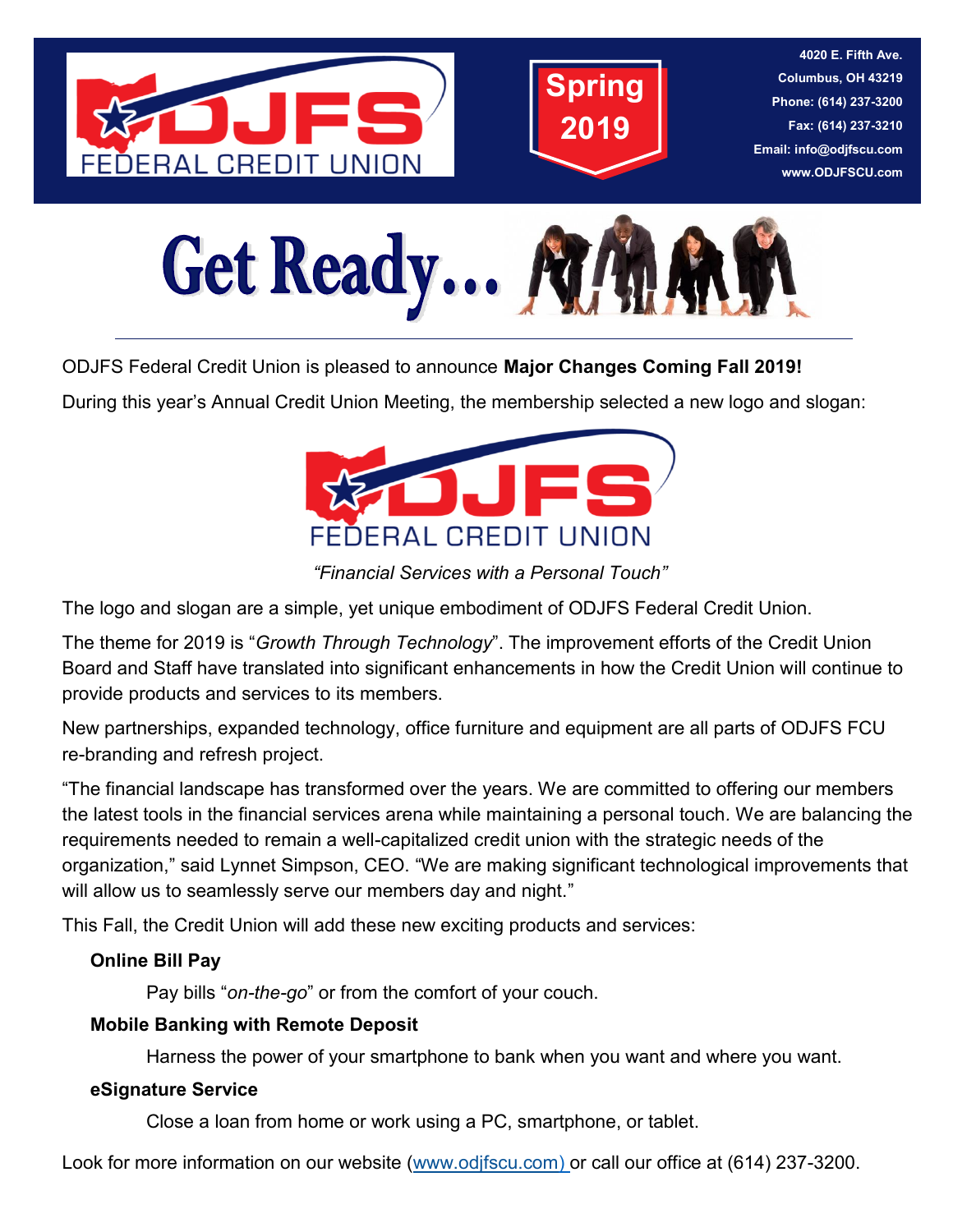ODJFS FEDERAL CREDIT UNION

# Spring 2019

4020 E. Fifth Ave.
Columbus, OH 43219
Phone: (614) 237-3200
Fax: (614) 237-3210
Email: info@odjfscu.com
www.ODJFSCU.com

# Get Ready...

ODJFS Federal Credit Union is pleased to announce **Major Changes Coming Fall 2019!**

During this year's Annual Credit Union Meeting, the membership selected a new logo and slogan:

ODJFS FEDERAL CREDIT UNION

*"Financial Services with a Personal Touch"*

The logo and slogan are a simple, yet unique embodiment of ODJFS Federal Credit Union.

The theme for 2019 is "*Growth Through Technology*". The improvement efforts of the Credit Union Board and Staff have translated into significant enhancements in how the Credit Union will continue to provide products and services to its members.

New partnerships, expanded technology, office furniture and equipment are all parts of ODJFS FCU re-branding and refresh project.

"The financial landscape has transformed over the years. We are committed to offering our members the latest tools in the financial services arena while maintaining a personal touch. We are balancing the requirements needed to remain a well-capitalized credit union with the strategic needs of the organization," said Lynnet Simpson, CEO. "We are making significant technological improvements that will allow us to seamlessly serve our members day and night."

This Fall, the Credit Union will add these new exciting products and services:

**Online Bill Pay**

Pay bills "*on-the-go*" or from the comfort of your couch.

**Mobile Banking with Remote Deposit**

Harness the power of your smartphone to bank when you want and where you want.

**eSignature Service**

Close a loan from home or work using a PC, smartphone, or tablet.

Look for more information on our website (www.odjfscu.com) or call our office at (614) 237-3200.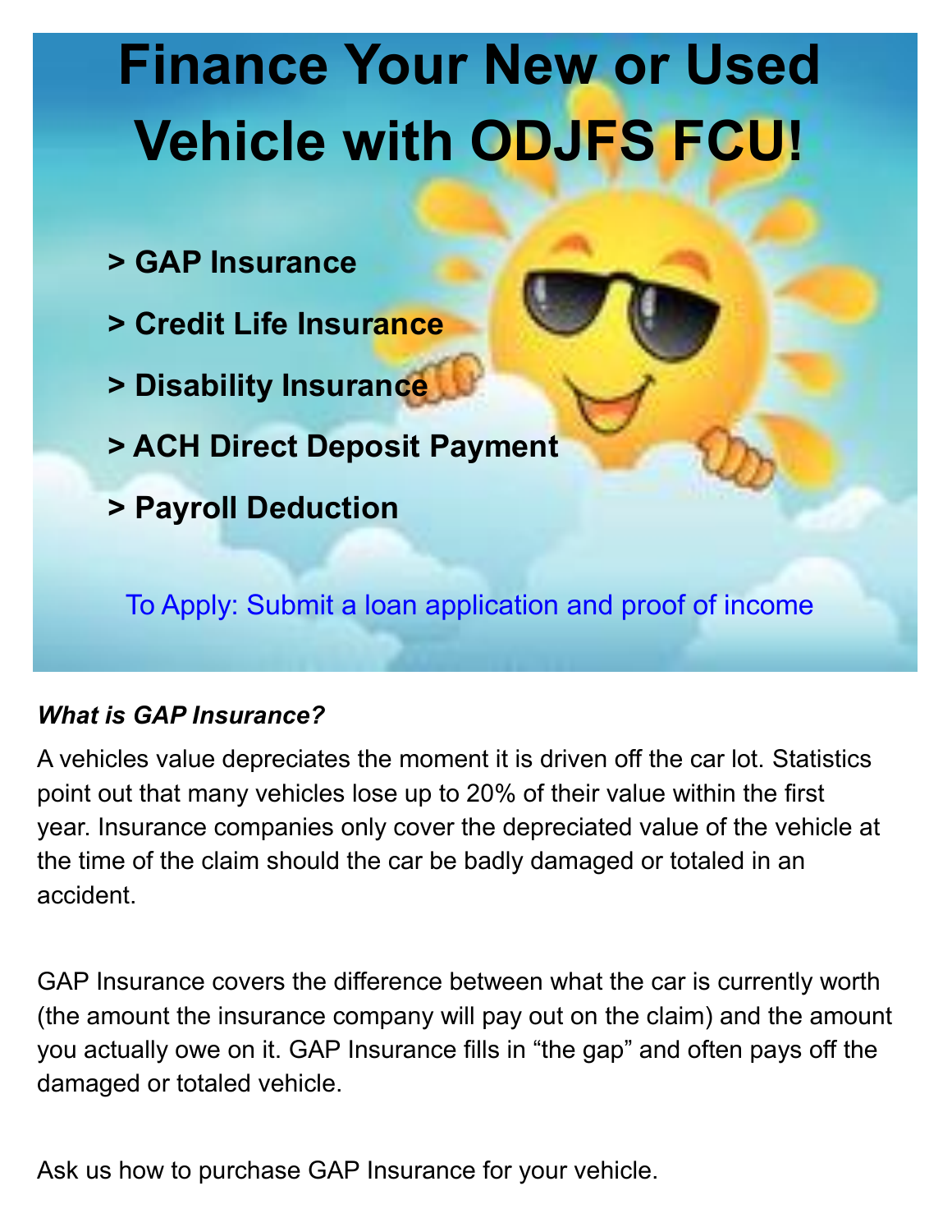# Finance Your New or Used Vehicle with ODJFS FCU!

- > **GAP Insurance**
- > **Credit Life Insurance**
- > **Disability Insurance**
- > **ACH Direct Deposit Payment**
- > **Payroll Deduction**

To Apply: Submit a loan application and proof of income

***What is GAP Insurance?***

A vehicles value depreciates the moment it is driven off the car lot. Statistics point out that many vehicles lose up to 20% of their value within the first year. Insurance companies only cover the depreciated value of the vehicle at the time of the claim should the car be badly damaged or totaled in an accident.

GAP Insurance covers the difference between what the car is currently worth (the amount the insurance company will pay out on the claim) and the amount you actually owe on it. GAP Insurance fills in "the gap" and often pays off the damaged or totaled vehicle.

Ask us how to purchase GAP Insurance for your vehicle.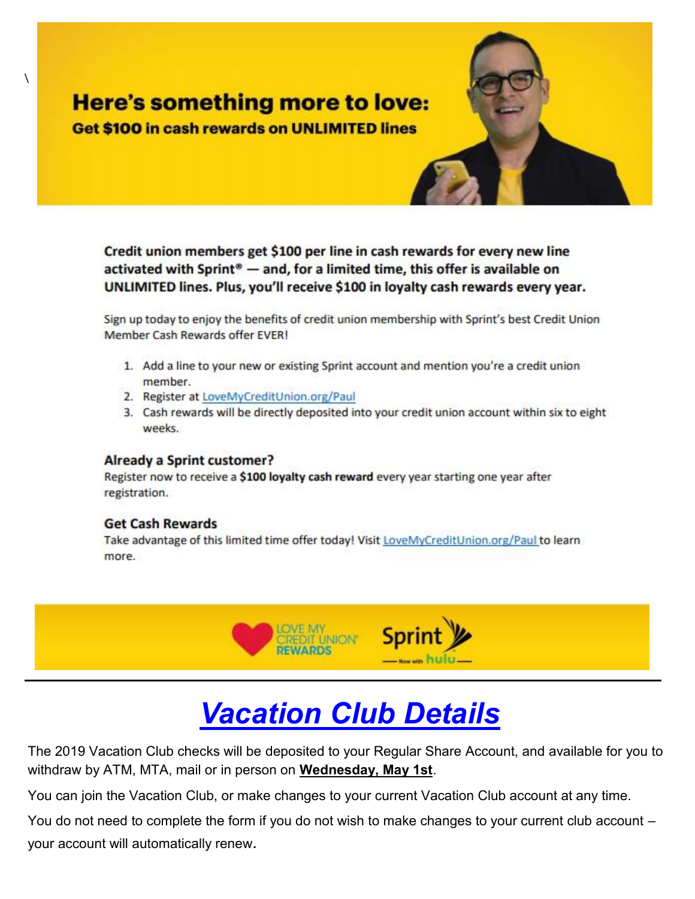\

## Here's something more to love:

**Get $100 in cash rewards on UNLIMITED lines**

**Credit union members get $100 per line in cash rewards for every new line activated with Sprint® — and, for a limited time, this offer is available on UNLIMITED lines. Plus, you'll receive $100 in loyalty cash rewards every year.**

Sign up today to enjoy the benefits of credit union membership with Sprint's best Credit Union Member Cash Rewards offer EVER!

1. Add a line to your new or existing Sprint account and mention you're a credit union member.
2. Register at LoveMyCreditUnion.org/Paul
3. Cash rewards will be directly deposited into your credit union account within six to eight weeks.

### Already a Sprint customer?

Register now to receive a **$100 loyalty cash reward** every year starting one year after registration.

### Get Cash Rewards

Take advantage of this limited time offer today! Visit LoveMyCreditUnion.org/Paul to learn more.

LOVE MY CREDIT UNION REWARDS | Sprint — Now with hulu —

---

# *Vacation Club Details*

The 2019 Vacation Club checks will be deposited to your Regular Share Account, and available for you to withdraw by ATM, MTA, mail or in person on **Wednesday, May 1st**.

You can join the Vacation Club, or make changes to your current Vacation Club account at any time.

You do not need to complete the form if you do not wish to make changes to your current club account – your account will automatically renew.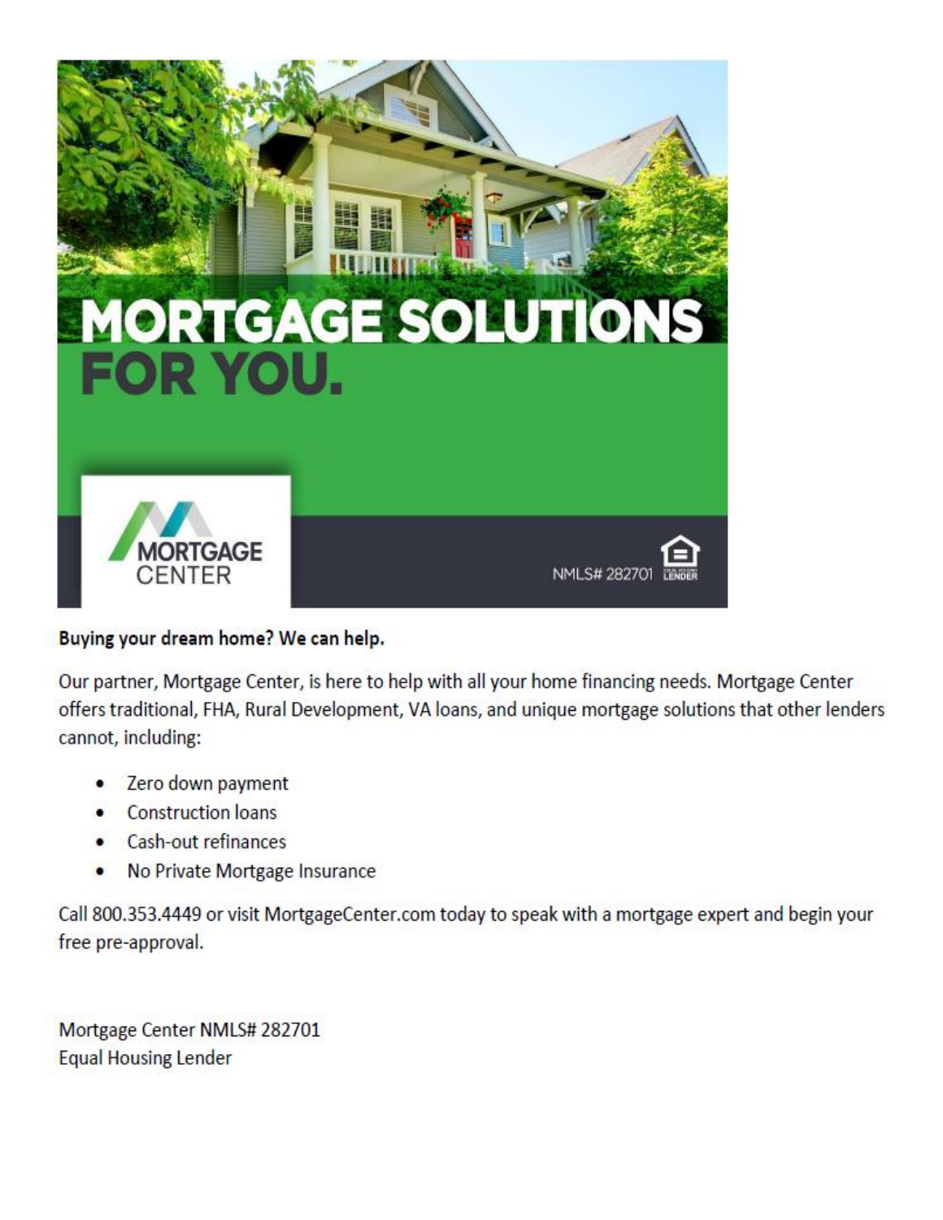**Buying your dream home? We can help.**

Our partner, Mortgage Center, is here to help with all your home financing needs. Mortgage Center offers traditional, FHA, Rural Development, VA loans, and unique mortgage solutions that other lenders cannot, including:

- Zero down payment
- Construction loans
- Cash-out refinances
- No Private Mortgage Insurance

Call 800.353.4449 or visit MortgageCenter.com today to speak with a mortgage expert and begin your free pre-approval.

Mortgage Center NMLS# 282701
Equal Housing Lender